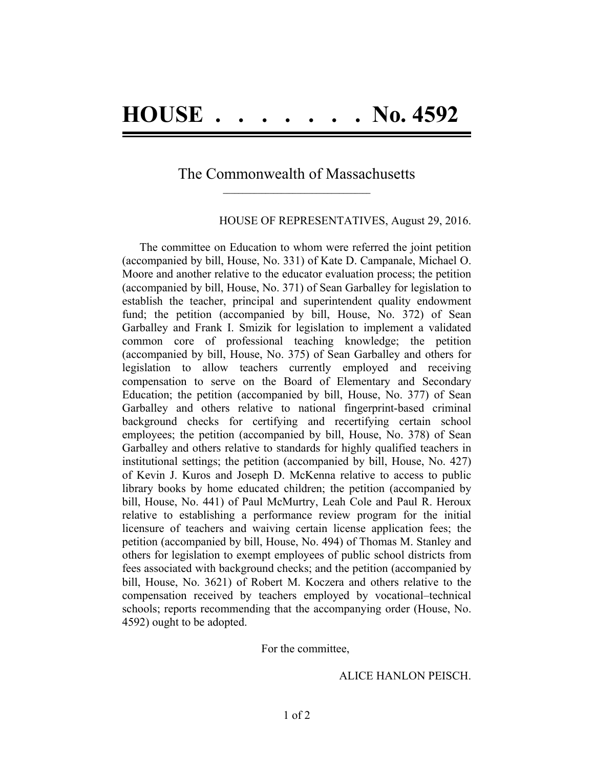# HOUSE . . . . . . . No. 4592

## The Commonwealth of Massachusetts

HOUSE OF REPRESENTATIVES, August 29, 2016.

The committee on Education to whom were referred the joint petition (accompanied by bill, House, No. 331) of Kate D. Campanale, Michael O. Moore and another relative to the educator evaluation process; the petition (accompanied by bill, House, No. 371) of Sean Garballey for legislation to establish the teacher, principal and superintendent quality endowment fund; the petition (accompanied by bill, House, No. 372) of Sean Garballey and Frank I. Smizik for legislation to implement a validated common core of professional teaching knowledge; the petition (accompanied by bill, House, No. 375) of Sean Garballey and others for legislation to allow teachers currently employed and receiving compensation to serve on the Board of Elementary and Secondary Education; the petition (accompanied by bill, House, No. 377) of Sean Garballey and others relative to national fingerprint-based criminal background checks for certifying and recertifying certain school employees; the petition (accompanied by bill, House, No. 378) of Sean Garballey and others relative to standards for highly qualified teachers in institutional settings; the petition (accompanied by bill, House, No. 427) of Kevin J. Kuros and Joseph D. McKenna relative to access to public library books by home educated children; the petition (accompanied by bill, House, No. 441) of Paul McMurtry, Leah Cole and Paul R. Heroux relative to establishing a performance review program for the initial licensure of teachers and waiving certain license application fees; the petition (accompanied by bill, House, No. 494) of Thomas M. Stanley and others for legislation to exempt employees of public school districts from fees associated with background checks; and the petition (accompanied by bill, House, No. 3621) of Robert M. Koczera and others relative to the compensation received by teachers employed by vocational–technical schools; reports recommending that the accompanying order (House, No. 4592) ought to be adopted.

For the committee,

ALICE HANLON PEISCH.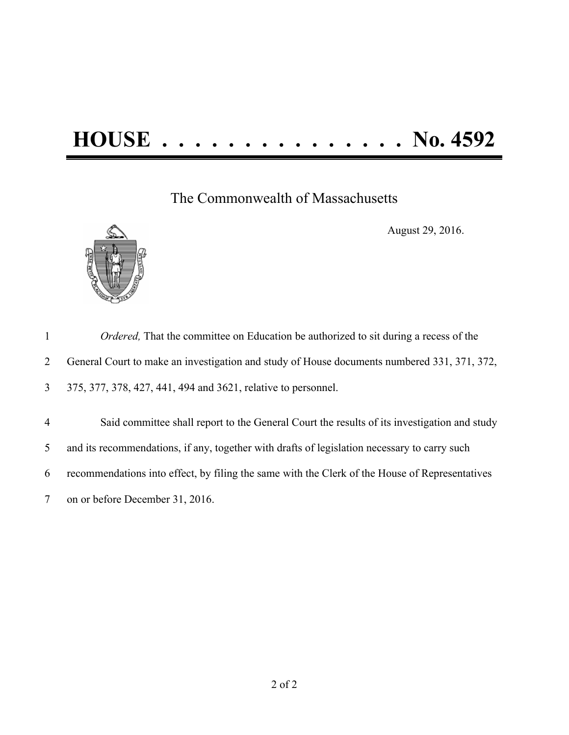# HOUSE . . . . . . . . . . . . . . . No. 4592

The Commonwealth of Massachusetts

August 29, 2016.

*Ordered,* That the committee on Education be authorized to sit during a recess of the General Court to make an investigation and study of House documents numbered 331, 371, 372, 375, 377, 378, 427, 441, 494 and 3621, relative to personnel.

Said committee shall report to the General Court the results of its investigation and study and its recommendations, if any, together with drafts of legislation necessary to carry such recommendations into effect, by filing the same with the Clerk of the House of Representatives on or before December 31, 2016.